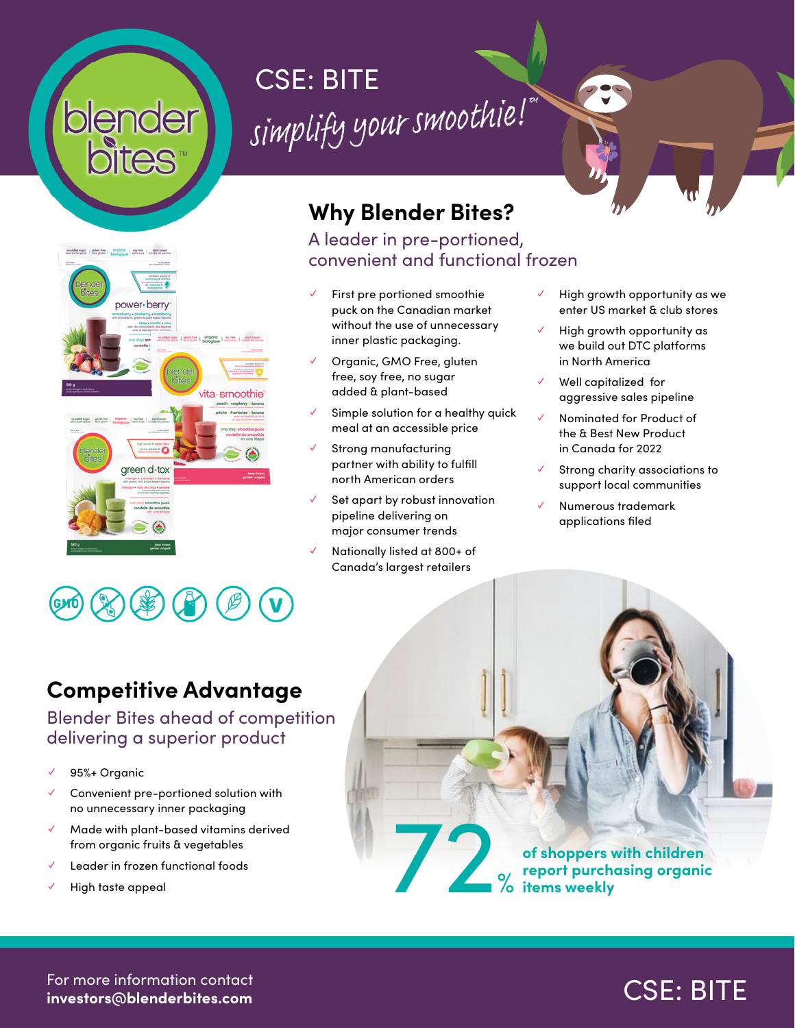CSE: BITE

*simplify your smoothie!™*

## Why Blender Bites?

### A leader in pre-portioned, convenient and functional frozen

- First pre portioned smoothie puck on the Canadian market without the use of unnecessary inner plastic packaging.
- Organic, GMO Free, gluten free, soy free, no sugar added & plant-based
- Simple solution for a healthy quick meal at an accessible price
- Strong manufacturing partner with ability to fulfill north American orders
- Set apart by robust innovation pipeline delivering on major consumer trends
- Nationally listed at 800+ of Canada's largest retailers
- High growth opportunity as we enter US market & club stores
- High growth opportunity as we build out DTC platforms in North America
- Well capitalized for aggressive sales pipeline
- Nominated for Product of the & Best New Product in Canada for 2022
- Strong charity associations to support local communities
- Numerous trademark applications filed

## Competitive Advantage

### Blender Bites ahead of competition delivering a superior product

- 95%+ Organic
- Convenient pre-portioned solution with no unnecessary inner packaging
- Made with plant-based vitamins derived from organic fruits & vegetables
- Leader in frozen functional foods
- High taste appeal

**72%** of shoppers with children report purchasing organic items weekly

For more information contact
**investors@blenderbites.com**

CSE: BITE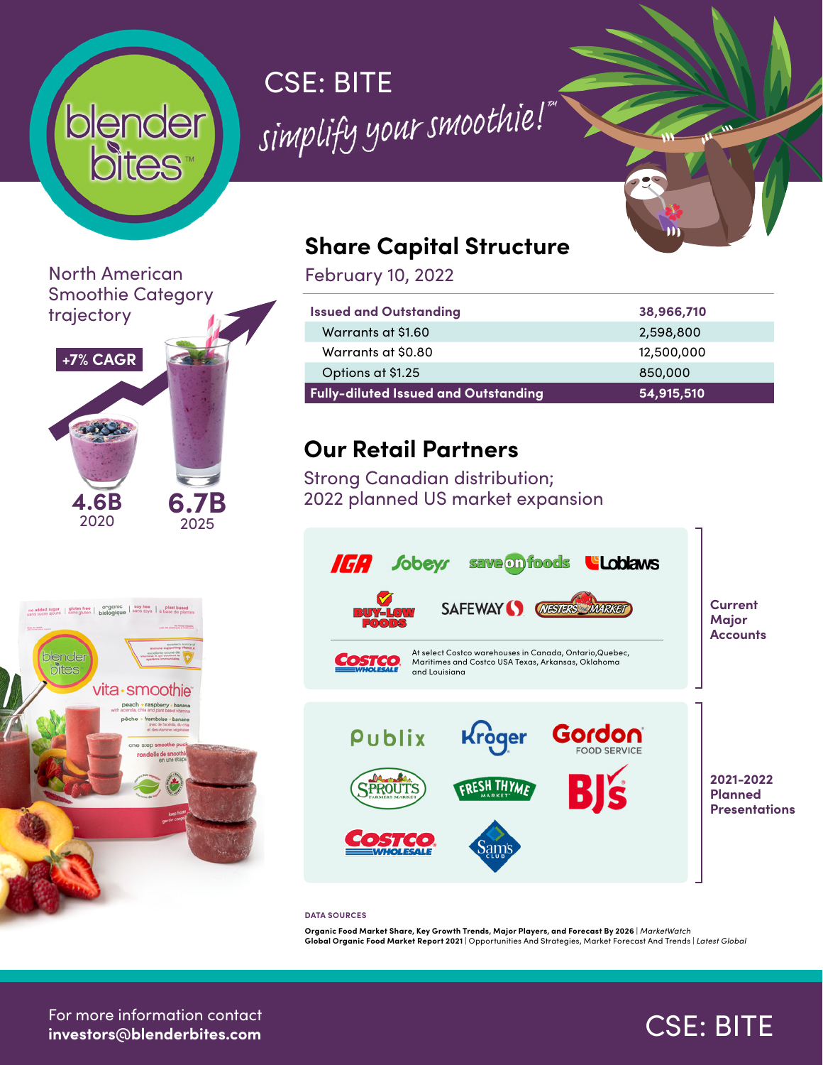CSE: BITE

*simplify your smoothie!™*

North American Smoothie Category trajectory

+7% CAGR

4.6B
2020

6.7B
2025

## Share Capital Structure

February 10, 2022

| Issued and Outstanding | 38,966,710 |
|---|---|
| Warrants at $1.60 | 2,598,800 |
| Warrants at $0.80 | 12,500,000 |
| Options at $1.25 | 850,000 |
| **Fully-diluted Issued and Outstanding** | **54,915,510** |

## Our Retail Partners

Strong Canadian distribution;
2022 planned US market expansion

**Current Major Accounts**

IGA, Sobeys, Save-On-Foods, Loblaws, Buy-Low Foods, Safeway, Nesters Market

Costco Wholesale — At select Costco warehouses in Canada, Ontario, Quebec, Maritimes and Costco USA Texas, Arkansas, Oklahoma and Louisiana

**2021-2022 Planned Presentations**

Publix, Kroger, Gordon Food Service, Sprouts Farmers Market, Fresh Thyme Market, BJ's, Costco Wholesale, Sam's Club

DATA SOURCES

**Organic Food Market Share, Key Growth Trends, Major Players, and Forecast By 2026** | *MarketWatch*
**Global Organic Food Market Report 2021** | Opportunities And Strategies, Market Forecast And Trends | *Latest Global*

For more information contact
**investors@blenderbites.com**

CSE: BITE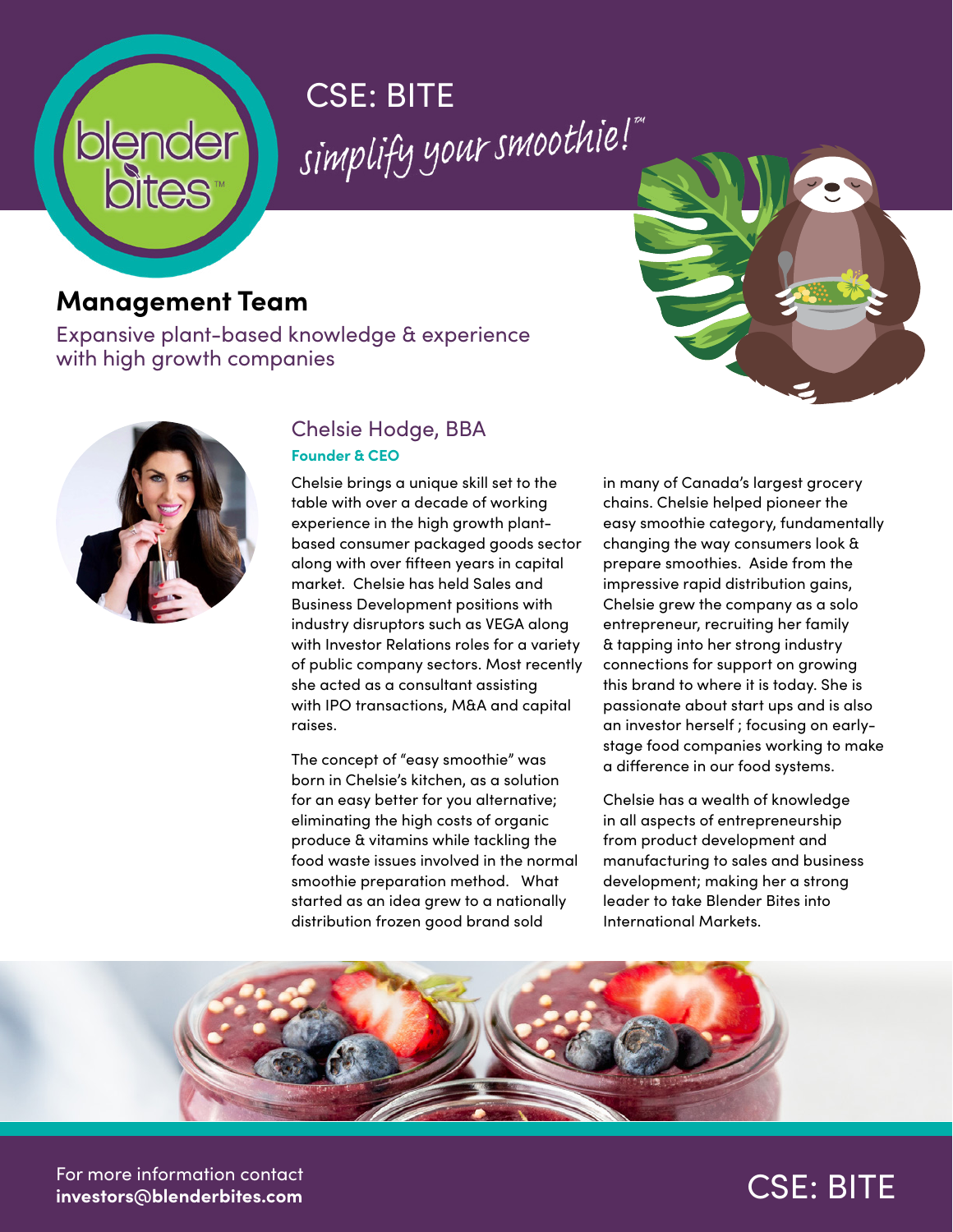CSE: BITE

*simplify your smoothie!™*

## Management Team

Expansive plant-based knowledge & experience with high growth companies

### Chelsie Hodge, BBA

**Founder & CEO**

Chelsie brings a unique skill set to the table with over a decade of working experience in the high growth plant-based consumer packaged goods sector along with over fifteen years in capital market. Chelsie has held Sales and Business Development positions with industry disruptors such as VEGA along with Investor Relations roles for a variety of public company sectors. Most recently she acted as a consultant assisting with IPO transactions, M&A and capital raises.

The concept of "easy smoothie" was born in Chelsie's kitchen, as a solution for an easy better for you alternative; eliminating the high costs of organic produce & vitamins while tackling the food waste issues involved in the normal smoothie preparation method. What started as an idea grew to a nationally distribution frozen good brand sold in many of Canada's largest grocery chains. Chelsie helped pioneer the easy smoothie category, fundamentally changing the way consumers look & prepare smoothies. Aside from the impressive rapid distribution gains, Chelsie grew the company as a solo entrepreneur, recruiting her family & tapping into her strong industry connections for support on growing this brand to where it is today. She is passionate about start ups and is also an investor herself ; focusing on early-stage food companies working to make a difference in our food systems.

Chelsie has a wealth of knowledge in all aspects of entrepreneurship from product development and manufacturing to sales and business development; making her a strong leader to take Blender Bites into International Markets.

For more information contact
**investors@blenderbites.com**

CSE: BITE